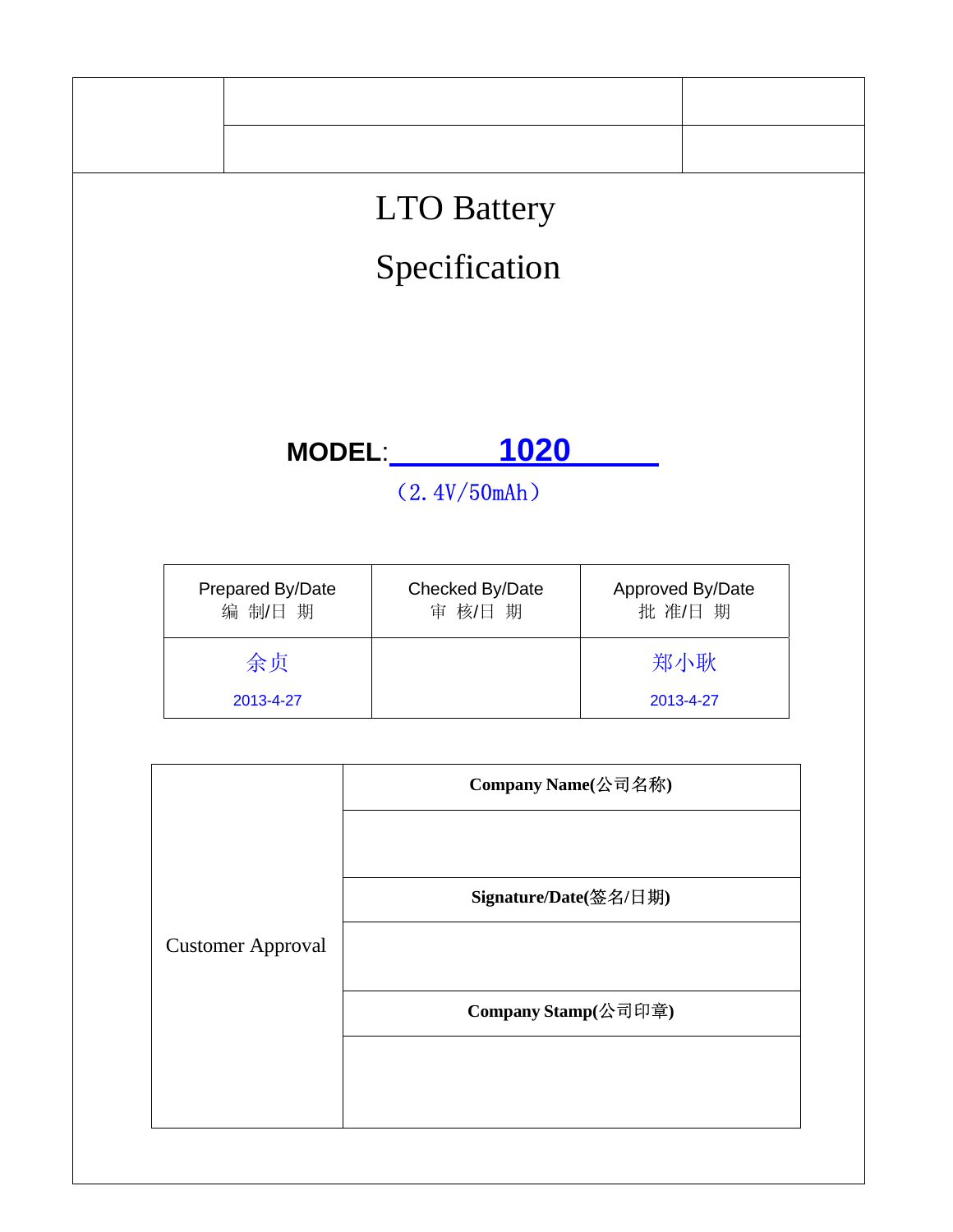# LTO Battery

# Specification

**MODEL**: **1020**

（2.4V/50mAh）

| Prepared By/Date<br>编 制/日 期 | Checked By/Date<br>审 核/日 期 | Approved By/Date<br>批 准/日 期 |
|---|---|---|
| 余贞<br>2013-4-27 | | 郑小耿<br>2013-4-27 |

| Customer Approval | **Company Name(公司名称)** |
|---|---|
| | |
| | **Signature/Date(签名/日期)** |
| | |
| | **Company Stamp(公司印章)** |
| | |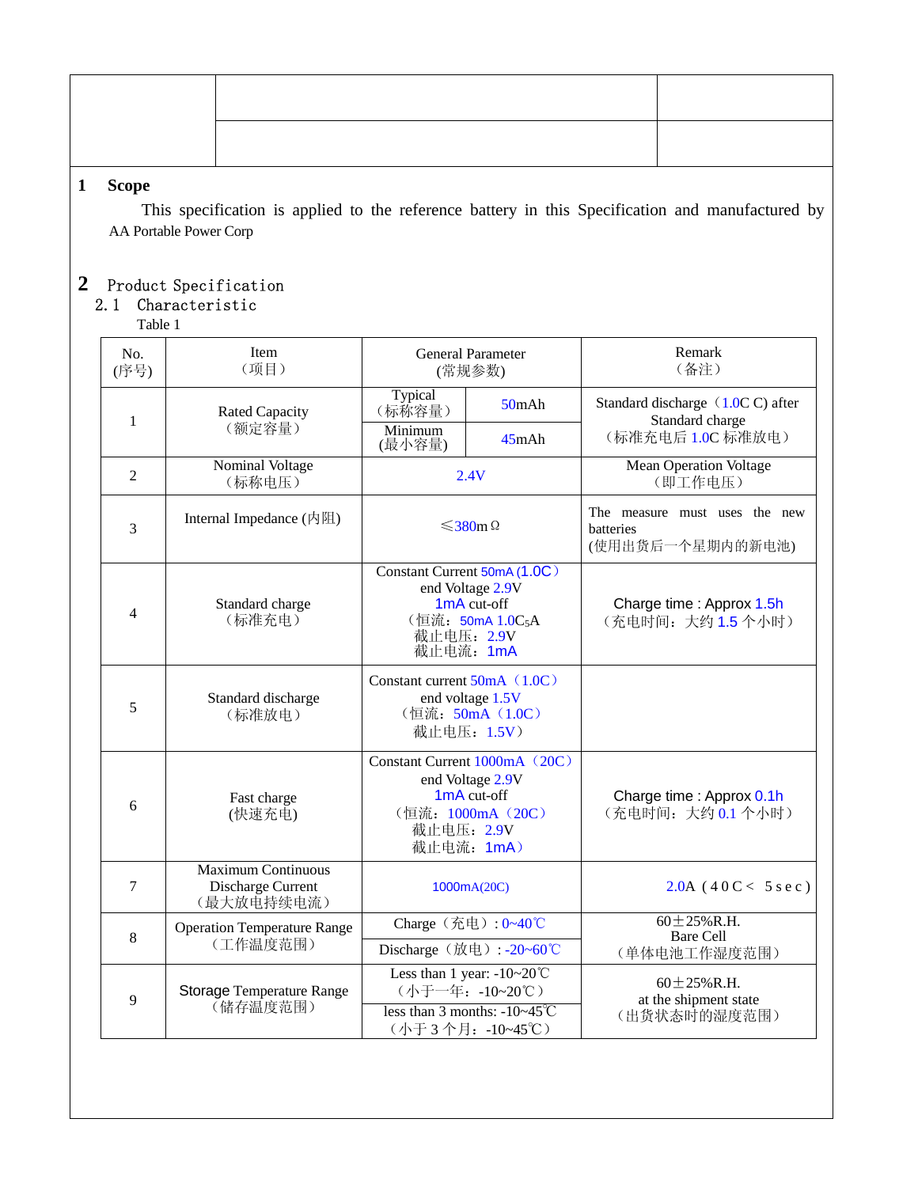## 1 Scope

This specification is applied to the reference battery in this Specification and manufactured by AA Portable Power Corp

## 2 Product Specification

### 2.1 Characteristic

Table 1

| No.<br>(序号) | Item<br>（项目） | General Parameter<br>(常规参数) | | Remark<br>（备注） |
|---|---|---|---|---|
| 1 | Rated Capacity<br>（额定容量） | Typical<br>（标称容量） | 50mAh | Standard discharge（1.0C C) after Standard charge<br>（标准充电后 1.0C 标准放电） |
| | | Minimum<br>(最小容量) | 45mAh | |
| 2 | Nominal Voltage<br>（标称电压） | 2.4V | | Mean Operation Voltage<br>（即工作电压） |
| 3 | Internal Impedance (内阻) | ≤380mΩ | | The measure must uses the new batteries<br>(使用出货后一个星期内的新电池) |
| 4 | Standard charge<br>（标准充电） | Constant Current 50mA (1.0C）<br>end Voltage 2.9V<br>1mA cut-off<br>（恒流：50mA 1.0$C_5$A<br>截止电压：2.9V<br>截止电流：1mA | | Charge time : Approx 1.5h<br>（充电时间：大约 1.5 个小时） |
| 5 | Standard discharge<br>（标准放电） | Constant current 50mA（1.0C）<br>end voltage 1.5V<br>（恒流：50mA（1.0C）<br>截止电压：1.5V） | | |
| 6 | Fast charge<br>(快速充电) | Constant Current 1000mA（20C）<br>end Voltage 2.9V<br>1mA cut-off<br>（恒流：1000mA（20C）<br>截止电压：2.9V<br>截止电流：1mA） | | Charge time : Approx 0.1h<br>（充电时间：大约 0.1 个小时） |
| 7 | Maximum Continuous Discharge Current<br>（最大放电持续电流） | 1000mA(20C) | | 2.0A（40C< 5sec) |
| 8 | Operation Temperature Range<br>（工作温度范围） | Charge（充电）: 0~40℃ | | 60±25%R.H.<br>Bare Cell<br>（单体电池工作湿度范围） |
| | | Discharge（放电）: -20~60℃ | | |
| 9 | Storage Temperature Range<br>（储存温度范围） | Less than 1 year: -10~20℃<br>（小于一年：-10~20℃） | | 60±25%R.H.<br>at the shipment state<br>（出货状态时的湿度范围） |
| | | less than 3 months: -10~45℃<br>（小于 3 个月：-10~45℃） | | |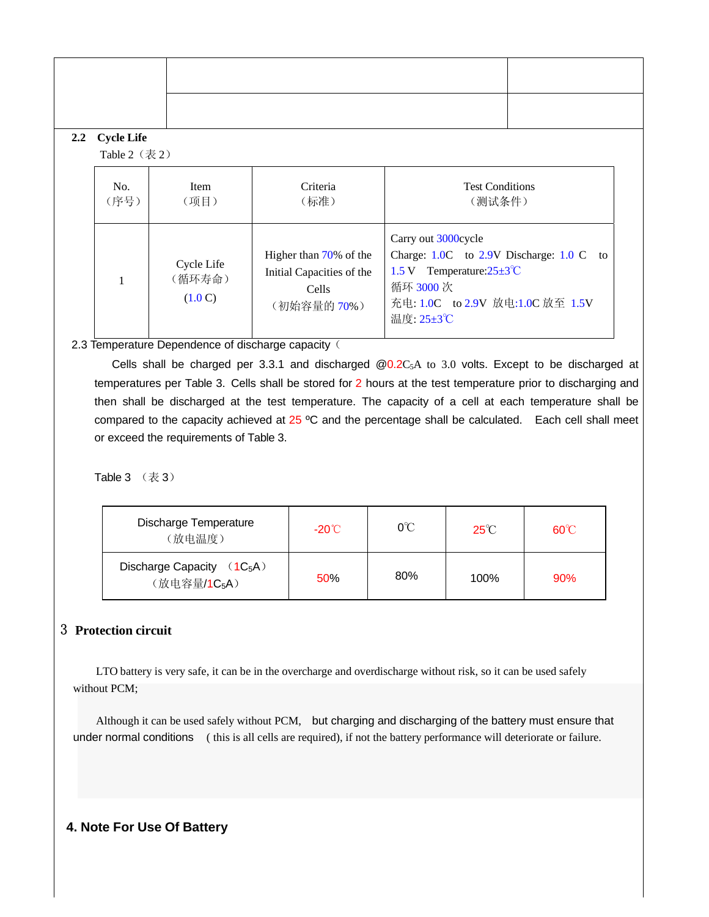### 2.2 Cycle Life

Table 2（表 2）

| No.<br>（序号） | Item<br>（项目） | Criteria<br>（标准） | Test Conditions<br>（测试条件） |
|---|---|---|---|
| 1 | Cycle Life<br>（循环寿命）<br>(1.0 C) | Higher than 70% of the Initial Capacities of the Cells<br>（初始容量的 70%） | Carry out 3000cycle<br>Charge: 1.0C to 2.9V Discharge: 1.0 C to 1.5 V Temperature:25±3℃<br>循环 3000 次<br>充电: 1.0C to 2.9V 放电:1.0C 放至 1.5V<br>温度: 25±3℃ |

2.3 Temperature Dependence of discharge capacity（

Cells shall be charged per 3.3.1 and discharged @0.2$C_5$A to 3.0 volts. Except to be discharged at temperatures per Table 3. Cells shall be stored for 2 hours at the test temperature prior to discharging and then shall be discharged at the test temperature. The capacity of a cell at each temperature shall be compared to the capacity achieved at 25 ºC and the percentage shall be calculated. Each cell shall meet or exceed the requirements of Table 3.

Table 3 （表 3）

| Discharge Temperature<br>（放电温度） | -20℃ | 0℃ | 25℃ | 60℃ |
|---|---|---|---|---|
| Discharge Capacity （1$C_5$A）<br>（放电容量/1$C_5$A） | 50% | 80% | 100% | 90% |

## 3 Protection circuit

LTO battery is very safe, it can be in the overcharge and overdischarge without risk, so it can be used safely without PCM;

Although it can be used safely without PCM, but charging and discharging of the battery must ensure that under normal conditions ( this is all cells are required), if not the battery performance will deteriorate or failure.

## 4. Note For Use Of Battery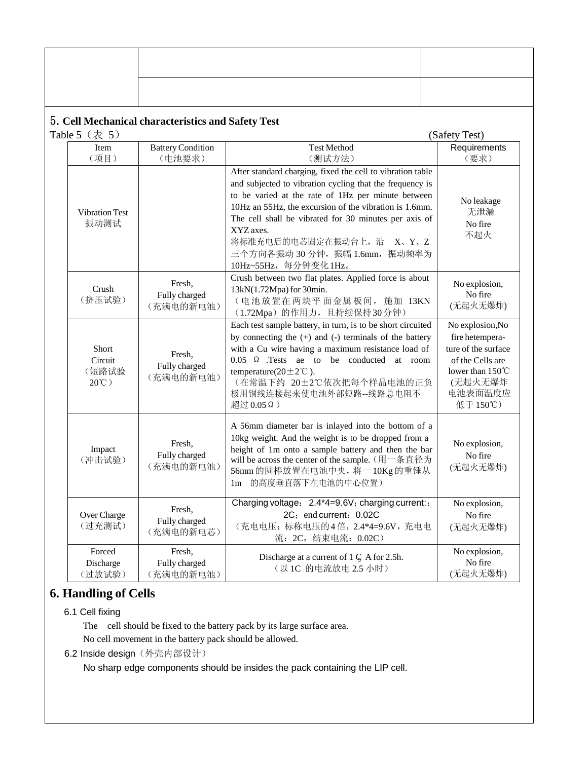## 5. Cell Mechanical characteristics and Safety Test

Table 5（表 5） (Safety Test)

| Item（项目） | Battery Condition（电池要求） | Test Method（测试方法） | Requirements（要求） |
|---|---|---|---|
| Vibration Test 振动测试 | | After standard charging, fixed the cell to vibration table and subjected to vibration cycling that the frequency is to be varied at the rate of 1Hz per minute between 10Hz an 55Hz, the excursion of the vibration is 1.6mm. The cell shall be vibrated for 30 minutes per axis of XYZ axes. 将标准充电后的电芯固定在振动台上，沿 X、Y、Z 三个方向各振动 30 分钟，振幅 1.6mm，振动频率为 10Hz~55Hz，每分钟变化 1Hz。 | No leakage 无泄漏 No fire 不起火 |
| Crush（挤压试验） | Fresh, Fully charged（充满电的新电池） | Crush between two flat plates. Applied force is about 13kN(1.72Mpa) for 30min.（电池放置在两块平面金属板间，施加 13KN（1.72Mpa）的作用力，且持续保持 30 分钟） | No explosion, No fire (无起火无爆炸) |
| Short Circuit（短路试验 20℃） | Fresh, Fully charged（充满电的新电池） | Each test sample battery, in turn, is to be short circuited by connecting the (+) and (-) terminals of the battery with a Cu wire having a maximum resistance load of 0.05 Ω .Tests ae to be conducted at room temperature(20±2℃ ).（在常温下约 20±2℃依次把每个样品电池的正负极用铜线连接起来使电池外部短路--线路总电阻不超过 0.05Ω） | No explosion,No fire hetempera-ture of the surface of the Cells are lower than 150℃ (无起火无爆炸 电池表面温度应低于 150℃) |
| Impact（冲击试验） | Fresh, Fully charged（充满电的新电池） | A 56mm diameter bar is inlayed into the bottom of a 10kg weight. And the weight is to be dropped from a height of 1m onto a sample battery and then the bar will be across the center of the sample.（用一条直径为 56mm 的圆棒放置在电池中央，将一 10Kg 的重锤从 1m 的高度垂直落下在电池的中心位置） | No explosion, No fire (无起火无爆炸) |
| Over Charge（过充测试） | Fresh, Fully charged（充满电的新电芯） | Charging voltage：2.4*4=9.6V; charging current:：2C；end current：0.02C（充电电压：标称电压的 4 倍，2.4*4=9.6V，充电电流：2C，结束电流：0.02C） | No explosion, No fire (无起火无爆炸) |
| Forced Discharge（过放试验） | Fresh, Fully charged（充满电的新电池） | Discharge at a current of 1 C5 A for 2.5h.（以 1C 的电流放电 2.5 小时） | No explosion, No fire (无起火无爆炸) |

## 6. Handling of Cells

6.1 Cell fixing

The cell should be fixed to the battery pack by its large surface area.

No cell movement in the battery pack should be allowed.

6.2 Inside design（外壳内部设计）

No sharp edge components should be insides the pack containing the LIP cell.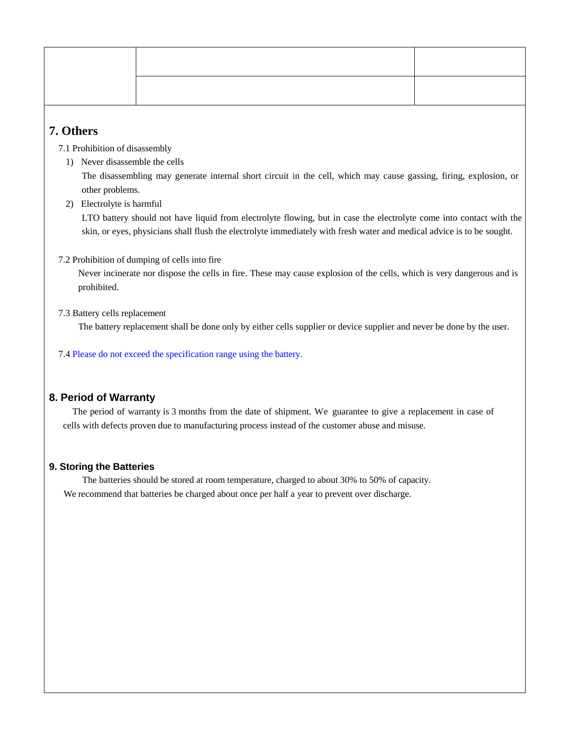## 7. Others

7.1 Prohibition of disassembly

1) Never disassemble the cells

   The disassembling may generate internal short circuit in the cell, which may cause gassing, firing, explosion, or other problems.

2) Electrolyte is harmful

   LTO battery should not have liquid from electrolyte flowing, but in case the electrolyte come into contact with the skin, or eyes, physicians shall flush the electrolyte immediately with fresh water and medical advice is to be sought.

7.2 Prohibition of dumping of cells into fire

Never incinerate nor dispose the cells in fire. These may cause explosion of the cells, which is very dangerous and is prohibited.

7.3 Battery cells replacement

The battery replacement shall be done only by either cells supplier or device supplier and never be done by the user.

7.4 Please do not exceed the specification range using the battery.

## 8. Period of Warranty

The period of warranty is 3 months from the date of shipment. We guarantee to give a replacement in case of cells with defects proven due to manufacturing process instead of the customer abuse and misuse.

## 9. Storing the Batteries

The batteries should be stored at room temperature, charged to about 30% to 50% of capacity.
We recommend that batteries be charged about once per half a year to prevent over discharge.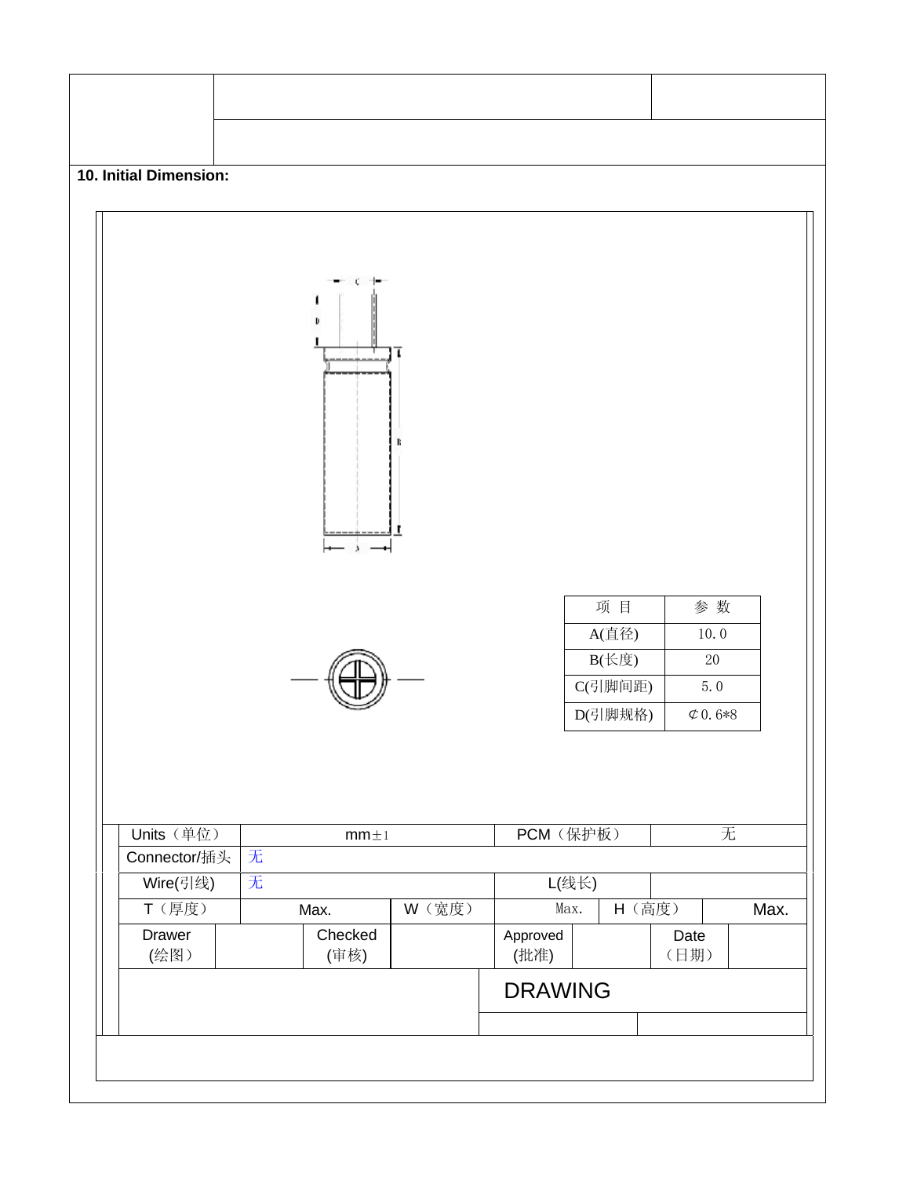## 10. Initial Dimension:

| 项 目 | 参 数 |
|---|---|
| A(直径) | 10.0 |
| B(长度) | 20 |
| C(引脚间距) | 5.0 |
| D(引脚规格) | ⊄0.6*8 |

| | | | | | | |
|---|---|---|---|---|---|---|
| Units（单位） | mm±1 | | PCM（保护板） | | 无 | |
| Connector/插头 | 无 | | | | | |
| Wire(引线) | 无 | | L(线长) | | | |
| T（厚度） | Max. | W（宽度） | Max. | H（高度） | Max. | |
| Drawer (绘图） | | Checked (审核) | | Approved (批准) | | Date （日期） |

DRAWING